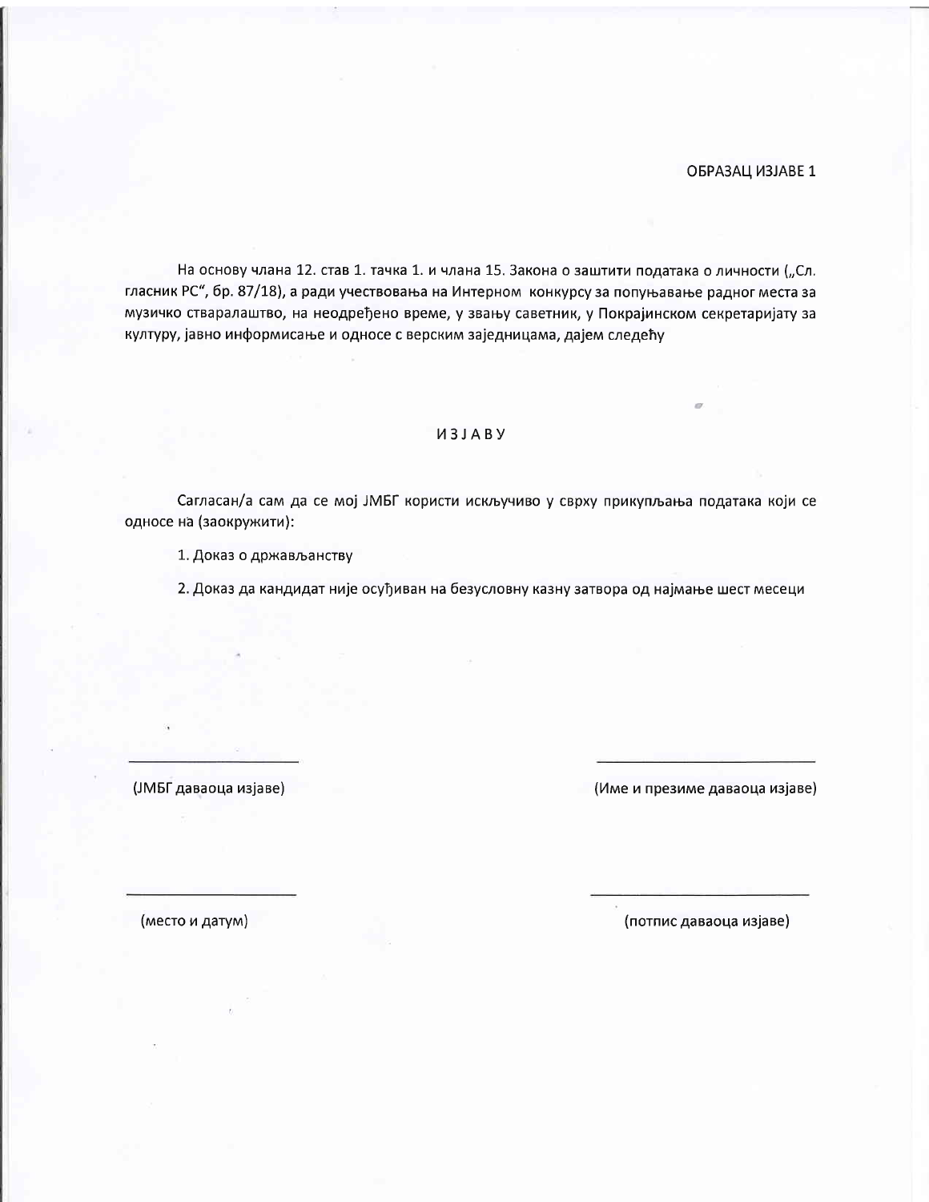ОБРАЗАЦ ИЗЈАВЕ 1

На основу члана 12. став 1. тачка 1. и члана 15. Закона о заштити података о личности („Сл. гласник РС“, бр. 87/18), а ради учествовања на Интерном конкурсу за попуњавање радног места за музичко стваралаштво, на неодређено време, у звању саветник, у Покрајинском секретаријату за културу, јавно информисање и односе с верским заједницама, дајем следећу

## ИЗЈАВУ

Сагласан/а сам да се мој ЈМБГ користи искључиво у сврху прикупљања података који се односе на (заокружити):

1. Доказ о држављанству

2. Доказ да кандидат није осуђиван на безусловну казну затвора од најмање шест месеци

\_\_\_\_\_\_\_\_\_\_\_\_\_\_\_\_\_\_\_\_\_\_

(ЈМБГ даваоца изјаве)

\_\_\_\_\_\_\_\_\_\_\_\_\_\_\_\_\_\_\_\_\_\_

(Име и презиме даваоца изјаве)

\_\_\_\_\_\_\_\_\_\_\_\_\_\_\_\_\_\_\_\_\_\_

(место и датум)

\_\_\_\_\_\_\_\_\_\_\_\_\_\_\_\_\_\_\_\_\_\_

(потпис даваоца изјаве)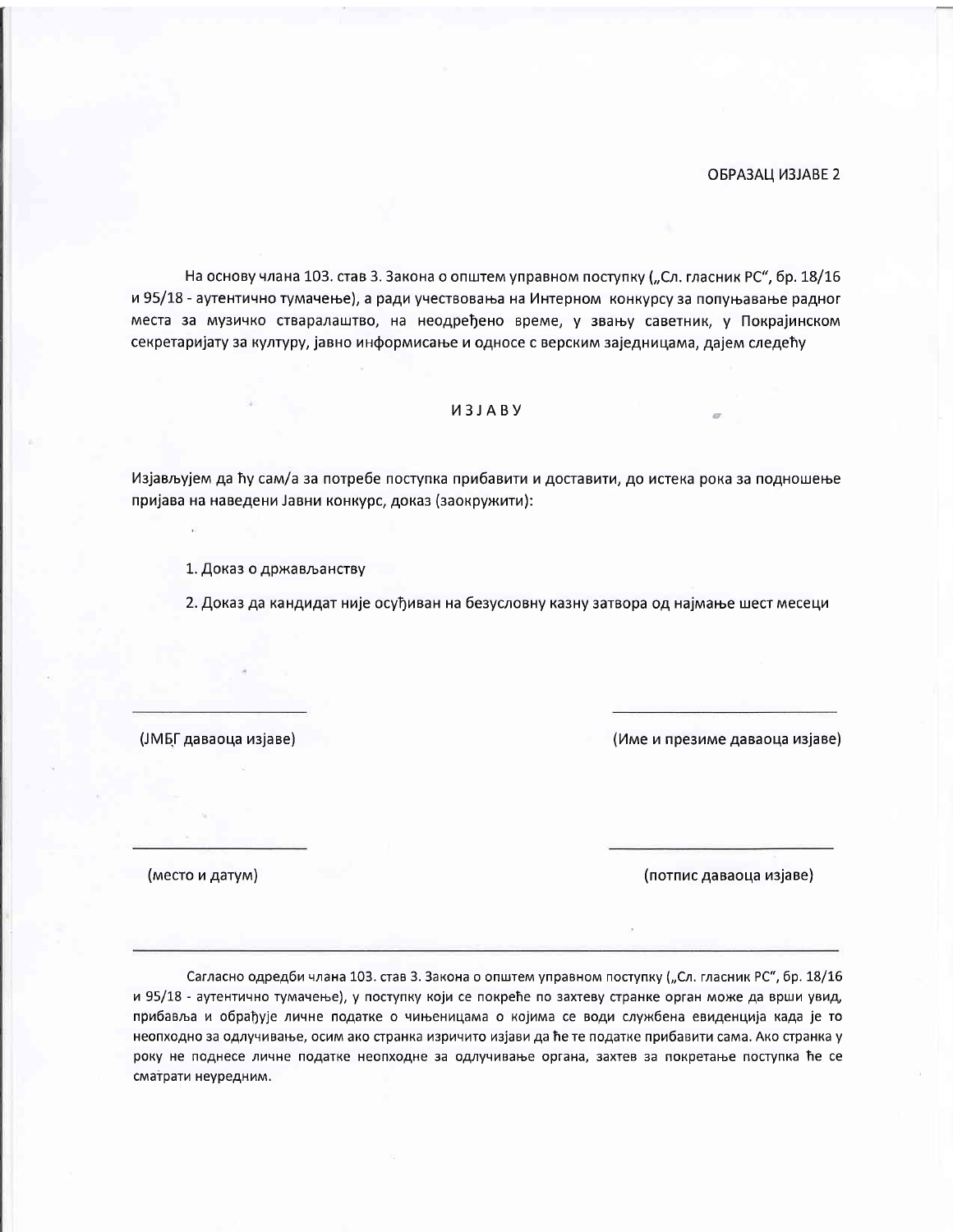ОБРАЗАЦ ИЗЈАВЕ 2

На основу члана 103. став 3. Закона о општем управном поступку („Сл. гласник РС", бр. 18/16 и 95/18 - аутентично тумачење), а ради учествовања на Интерном конкурсу за попуњавање радног места за музичко стваралаштво, на неодређено време, у звању саветник, у Покрајинском секретаријату за културу, јавно информисање и односе с верским заједницама, дајем следећу

# И З Ј А В У

Изјављујем да ћу сам/а за потребе поступка прибавити и доставити, до истека рока за подношење пријава на наведени Јавни конкурс, доказ (заокружити):

1. Доказ о држављанству
2. Доказ да кандидат није осуђиван на безусловну казну затвора од најмање шест месеци

| | |
|---|---|
| _______________________ | _______________________ |
| (ЈМБГ даваоца изјаве) | (Име и презиме даваоца изјаве) |
| _______________________ | _______________________ |
| (место и датум) | (потпис даваоца изјаве) |

---

Сагласно одредби члана 103. став 3. Закона о општем управном поступку („Сл. гласник РС", бр. 18/16 и 95/18 - аутентично тумачење), у поступку који се покреће по захтеву странке орган може да врши увид, прибавља и обрађује личне податке о чињеницама о којима се води службена евиденција када је то неопходно за одлучивање, осим ако странка изричито изјави да ће те податке прибавити сама. Ако странка у року не поднесе личне податке неопходне за одлучивање органа, захтев за покретање поступка ће се сматрати неуредним.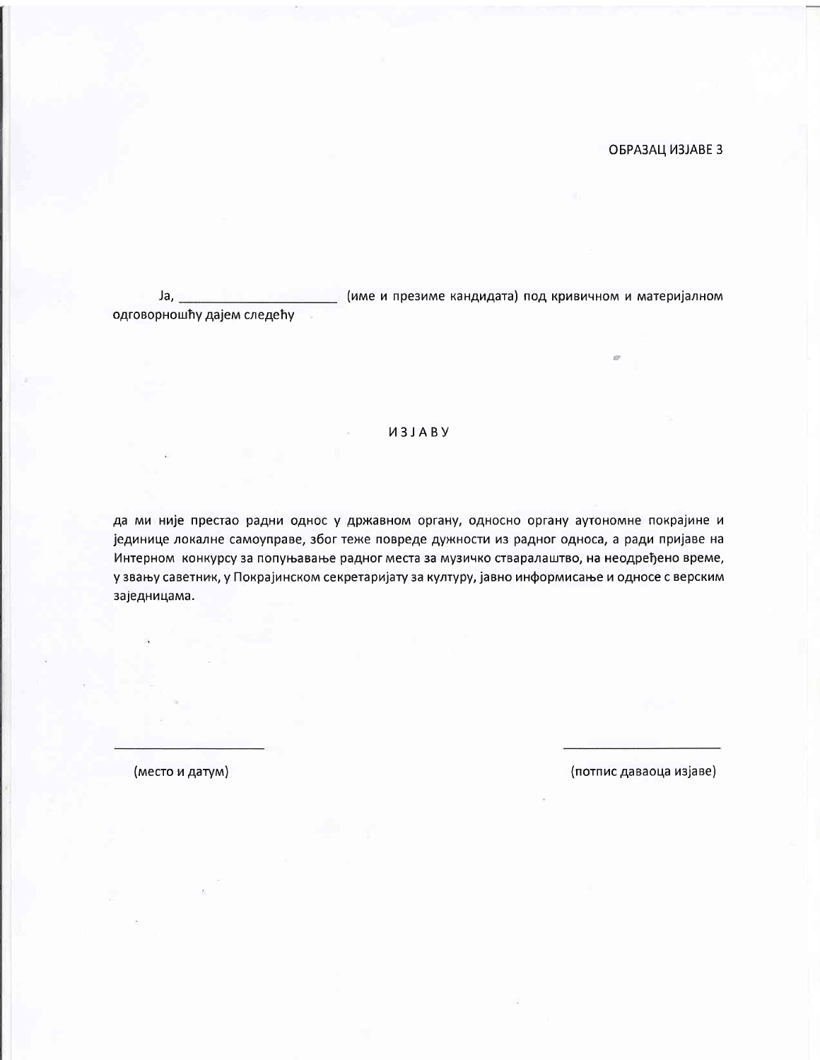ОБРАЗАЦ ИЗЈАВЕ 3

Ја, ______________________ (име и презиме кандидата) под кривичном и материјалном одговорношћу дајем следећу

# ИЗЈАВУ

да ми није престао радни однос у државном органу, односно органу аутономне покрајине и јединице локалне самоуправе, због теже повреде дужности из радног односа, а ради пријаве на Интерном конкурсу за попуњавање радног места за музичко стваралаштво, на неодређено време, у звању саветник, у Покрајинском секретаријату за културу, јавно информисање и односе с верским заједницама.

______________________

(место и датум)

______________________

(потпис даваоца изјаве)